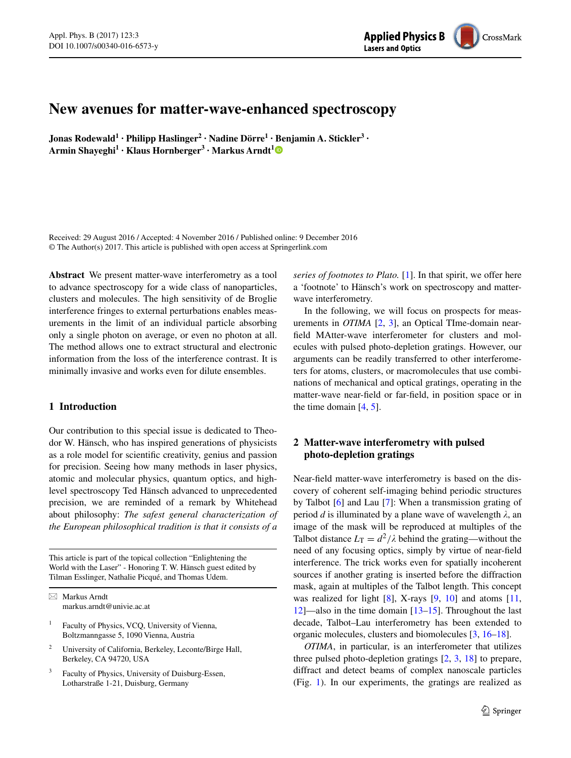# New avenues for matter-wave-enhanced spectroscopy

**Jonas Rodewald[1] · Philipp Haslinger[2] · Nadine Dörre[1] · Benjamin A. Stickler[3] · Armin Shayeghi[1] · Klaus Hornberger[3] · Markus Arndt[1]**

Received: 29 August 2016 / Accepted: 4 November 2016 / Published online: 9 December 2016
© The Author(s) 2017. This article is published with open access at Springerlink.com

**Abstract** We present matter-wave interferometry as a tool to advance spectroscopy for a wide class of nanoparticles, clusters and molecules. The high sensitivity of de Broglie interference fringes to external perturbations enables measurements in the limit of an individual particle absorbing only a single photon on average, or even no photon at all. The method allows one to extract structural and electronic information from the loss of the interference contrast. It is minimally invasive and works even for dilute ensembles.

## 1 Introduction

Our contribution to this special issue is dedicated to Theodor W. Hänsch, who has inspired generations of physicists as a role model for scientific creativity, genius and passion for precision. Seeing how many methods in laser physics, atomic and molecular physics, quantum optics, and high-level spectroscopy Ted Hänsch advanced to unprecedented precision, we are reminded of a remark by Whitehead about philosophy: *The safest general characterization of the European philosophical tradition is that it consists of a series of footnotes to Plato.* [1]. In that spirit, we offer here a 'footnote' to Hänsch's work on spectroscopy and matter-wave interferometry.

In the following, we will focus on prospects for measurements in *OTIMA* [2, 3], an Optical TIme-domain near-field MAtter-wave interferometer for clusters and molecules with pulsed photo-depletion gratings. However, our arguments can be readily transferred to other interferometers for atoms, clusters, or macromolecules that use combinations of mechanical and optical gratings, operating in the matter-wave near-field or far-field, in position space or in the time domain [4, 5].

## 2 Matter-wave interferometry with pulsed photo-depletion gratings

Near-field matter-wave interferometry is based on the discovery of coherent self-imaging behind periodic structures by Talbot [6] and Lau [7]: When a transmission grating of period $d$ is illuminated by a plane wave of wavelength $\lambda$, an image of the mask will be reproduced at multiples of the Talbot distance $L_T = d^2/\lambda$ behind the grating—without the need of any focusing optics, simply by virtue of near-field interference. The trick works even for spatially incoherent sources if another grating is inserted before the diffraction mask, again at multiples of the Talbot length. This concept was realized for light [8], X-rays [9, 10] and atoms [11, 12]—also in the time domain [13–15]. Throughout the last decade, Talbot–Lau interferometry has been extended to organic molecules, clusters and biomolecules [3, 16–18].

*OTIMA*, in particular, is an interferometer that utilizes three pulsed photo-depletion gratings [2, 3, 18] to prepare, diffract and detect beams of complex nanoscale particles (Fig. 1). In our experiments, the gratings are realized as

---

This article is part of the topical collection "Enlightening the World with the Laser" - Honoring T. W. Hänsch guest edited by Tilman Esslinger, Nathalie Picqué, and Thomas Udem.

✉ Markus Arndt
markus.arndt@univie.ac.at

[1] Faculty of Physics, VCQ, University of Vienna, Boltzmanngasse 5, 1090 Vienna, Austria

[2] University of California, Berkeley, Leconte/Birge Hall, Berkeley, CA 94720, USA

[3] Faculty of Physics, University of Duisburg-Essen, Lotharstraße 1-21, Duisburg, Germany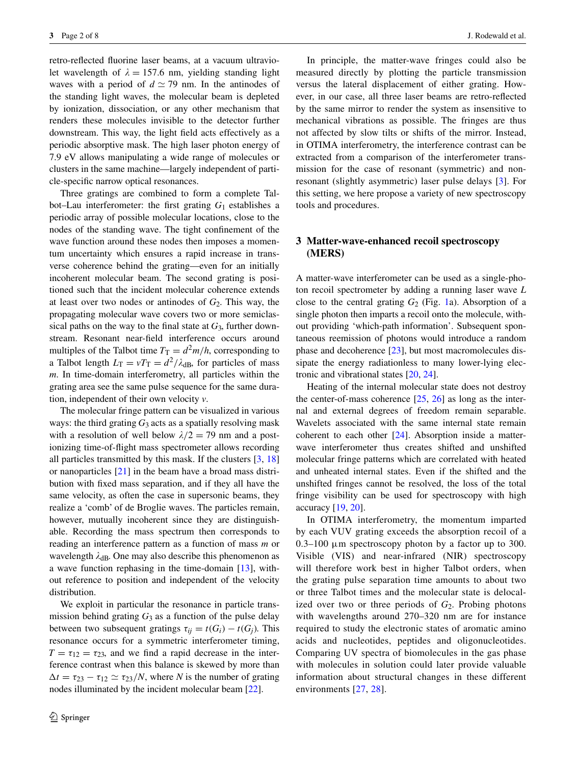retro-reflected fluorine laser beams, at a vacuum ultraviolet wavelength of $\lambda = 157.6$ nm, yielding standing light waves with a period of $d \simeq 79$ nm. In the antinodes of the standing light waves, the molecular beam is depleted by ionization, dissociation, or any other mechanism that renders these molecules invisible to the detector further downstream. This way, the light field acts effectively as a periodic absorptive mask. The high laser photon energy of 7.9 eV allows manipulating a wide range of molecules or clusters in the same machine—largely independent of particle-specific narrow optical resonances.

Three gratings are combined to form a complete Talbot–Lau interferometer: the first grating $G_1$ establishes a periodic array of possible molecular locations, close to the nodes of the standing wave. The tight confinement of the wave function around these nodes then imposes a momentum uncertainty which ensures a rapid increase in transverse coherence behind the grating—even for an initially incoherent molecular beam. The second grating is positioned such that the incident molecular coherence extends at least over two nodes or antinodes of $G_2$. This way, the propagating molecular wave covers two or more semiclassical paths on the way to the final state at $G_3$, further downstream. Resonant near-field interference occurs around multiples of the Talbot time $T_\mathrm{T} = d^2 m/h$, corresponding to a Talbot length $L_\mathrm{T} = vT_\mathrm{T} = d^2/\lambda_\mathrm{dB}$, for particles of mass $m$. In time-domain interferometry, all particles within the grating area see the same pulse sequence for the same duration, independent of their own velocity $v$.

The molecular fringe pattern can be visualized in various ways: the third grating $G_3$ acts as a spatially resolving mask with a resolution of well below $\lambda/2 = 79$ nm and a post-ionizing time-of-flight mass spectrometer allows recording all particles transmitted by this mask. If the clusters [3, 18] or nanoparticles [21] in the beam have a broad mass distribution with fixed mass separation, and if they all have the same velocity, as often the case in supersonic beams, they realize a 'comb' of de Broglie waves. The particles remain, however, mutually incoherent since they are distinguishable. Recording the mass spectrum then corresponds to reading an interference pattern as a function of mass $m$ or wavelength $\lambda_\mathrm{dB}$. One may also describe this phenomenon as a wave function rephasing in the time-domain [13], without reference to position and independent of the velocity distribution.

We exploit in particular the resonance in particle transmission behind grating $G_3$ as a function of the pulse delay between two subsequent gratings $\tau_{ij} = t(G_i) - t(G_j)$. This resonance occurs for a symmetric interferometer timing, $T = \tau_{12} = \tau_{23}$, and we find a rapid decrease in the interference contrast when this balance is skewed by more than $\Delta t = \tau_{23} - \tau_{12} \simeq \tau_{23}/N$, where $N$ is the number of grating nodes illuminated by the incident molecular beam [22].

In principle, the matter-wave fringes could also be measured directly by plotting the particle transmission versus the lateral displacement of either grating. However, in our case, all three laser beams are retro-reflected by the same mirror to render the system as insensitive to mechanical vibrations as possible. The fringes are thus not affected by slow tilts or shifts of the mirror. Instead, in OTIMA interferometry, the interference contrast can be extracted from a comparison of the interferometer transmission for the case of resonant (symmetric) and non-resonant (slightly asymmetric) laser pulse delays [3]. For this setting, we here propose a variety of new spectroscopy tools and procedures.

## 3 Matter-wave-enhanced recoil spectroscopy (MERS)

A matter-wave interferometer can be used as a single-photon recoil spectrometer by adding a running laser wave $L$ close to the central grating $G_2$ (Fig. 1a). Absorption of a single photon then imparts a recoil onto the molecule, without providing 'which-path information'. Subsequent spontaneous reemission of photons would introduce a random phase and decoherence [23], but most macromolecules dissipate the energy radiationless to many lower-lying electronic and vibrational states [20, 24].

Heating of the internal molecular state does not destroy the center-of-mass coherence [25, 26] as long as the internal and external degrees of freedom remain separable. Wavelets associated with the same internal state remain coherent to each other [24]. Absorption inside a matter-wave interferometer thus creates shifted and unshifted molecular fringe patterns which are correlated with heated and unheated internal states. Even if the shifted and the unshifted fringes cannot be resolved, the loss of the total fringe visibility can be used for spectroscopy with high accuracy [19, 20].

In OTIMA interferometry, the momentum imparted by each VUV grating exceeds the absorption recoil of a 0.3–100 µm spectroscopy photon by a factor up to 300. Visible (VIS) and near-infrared (NIR) spectroscopy will therefore work best in higher Talbot orders, when the grating pulse separation time amounts to about two or three Talbot times and the molecular state is delocalized over two or three periods of $G_2$. Probing photons with wavelengths around 270–320 nm are for instance required to study the electronic states of aromatic amino acids and nucleotides, peptides and oligonucleotides. Comparing UV spectra of biomolecules in the gas phase with molecules in solution could later provide valuable information about structural changes in these different environments [27, 28].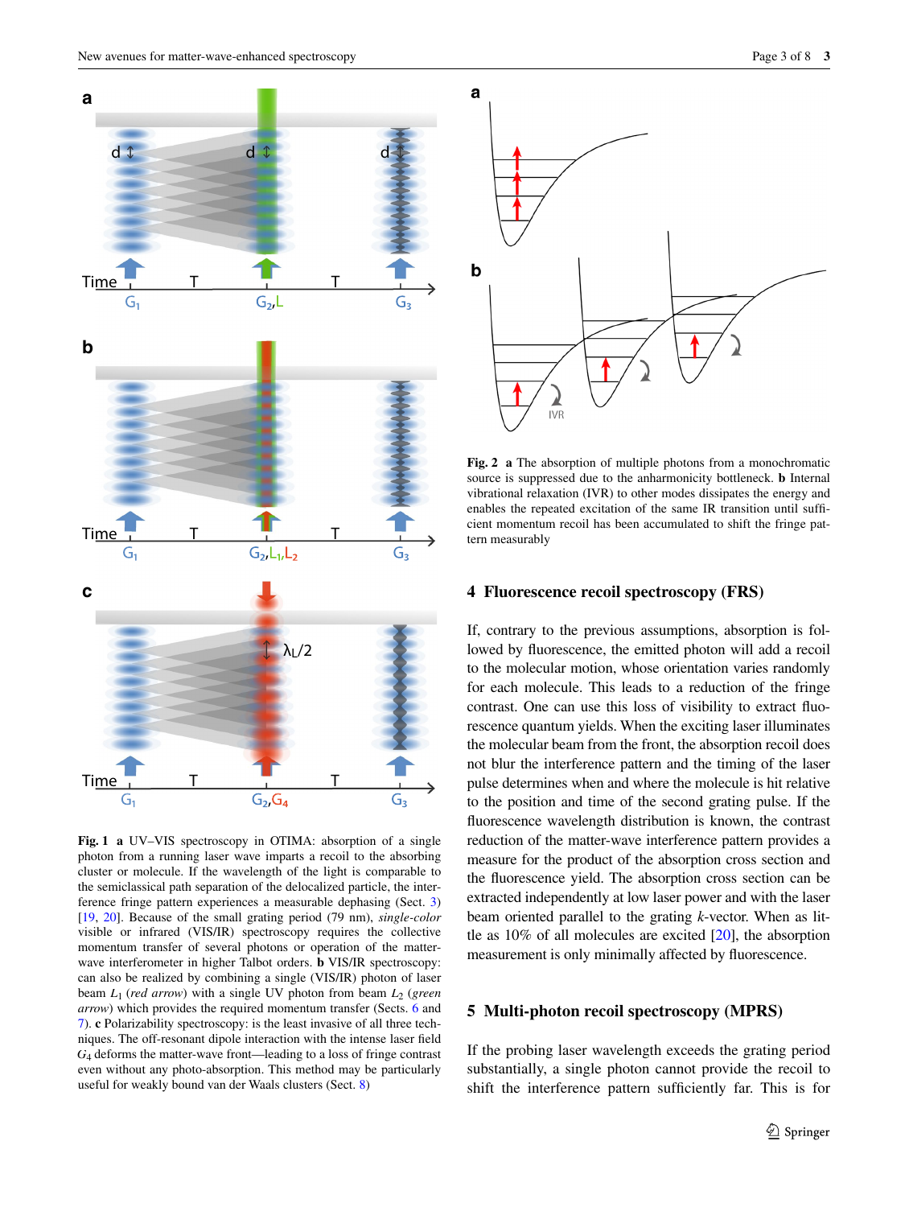**Fig. 1** **a** UV–VIS spectroscopy in OTIMA: absorption of a single photon from a running laser wave imparts a recoil to the absorbing cluster or molecule. If the wavelength of the light is comparable to the semiclassical path separation of the delocalized particle, the interference fringe pattern experiences a measurable dephasing (Sect. 3) [19, 20]. Because of the small grating period (79 nm), *single-color* visible or infrared (VIS/IR) spectroscopy requires the collective momentum transfer of several photons or operation of the matter-wave interferometer in higher Talbot orders. **b** VIS/IR spectroscopy: can also be realized by combining a single (VIS/IR) photon of laser beam $L_1$ (*red arrow*) with a single UV photon from beam $L_2$ (*green arrow*) which provides the required momentum transfer (Sects. 6 and 7). **c** Polarizability spectroscopy: is the least invasive of all three techniques. The off-resonant dipole interaction with the intense laser field $G_4$ deforms the matter-wave front—leading to a loss of fringe contrast even without any photo-absorption. This method may be particularly useful for weakly bound van der Waals clusters (Sect. 8)

**Fig. 2** **a** The absorption of multiple photons from a monochromatic source is suppressed due to the anharmonicity bottleneck. **b** Internal vibrational relaxation (IVR) to other modes dissipates the energy and enables the repeated excitation of the same IR transition until sufficient momentum recoil has been accumulated to shift the fringe pattern measurably

## 4 Fluorescence recoil spectroscopy (FRS)

If, contrary to the previous assumptions, absorption is followed by fluorescence, the emitted photon will add a recoil to the molecular motion, whose orientation varies randomly for each molecule. This leads to a reduction of the fringe contrast. One can use this loss of visibility to extract fluorescence quantum yields. When the exciting laser illuminates the molecular beam from the front, the absorption recoil does not blur the interference pattern and the timing of the laser pulse determines when and where the molecule is hit relative to the position and time of the second grating pulse. If the fluorescence wavelength distribution is known, the contrast reduction of the matter-wave interference pattern provides a measure for the product of the absorption cross section and the fluorescence yield. The absorption cross section can be extracted independently at low laser power and with the laser beam oriented parallel to the grating *k*-vector. When as little as 10% of all molecules are excited [20], the absorption measurement is only minimally affected by fluorescence.

## 5 Multi-photon recoil spectroscopy (MPRS)

If the probing laser wavelength exceeds the grating period substantially, a single photon cannot provide the recoil to shift the interference pattern sufficiently far. This is for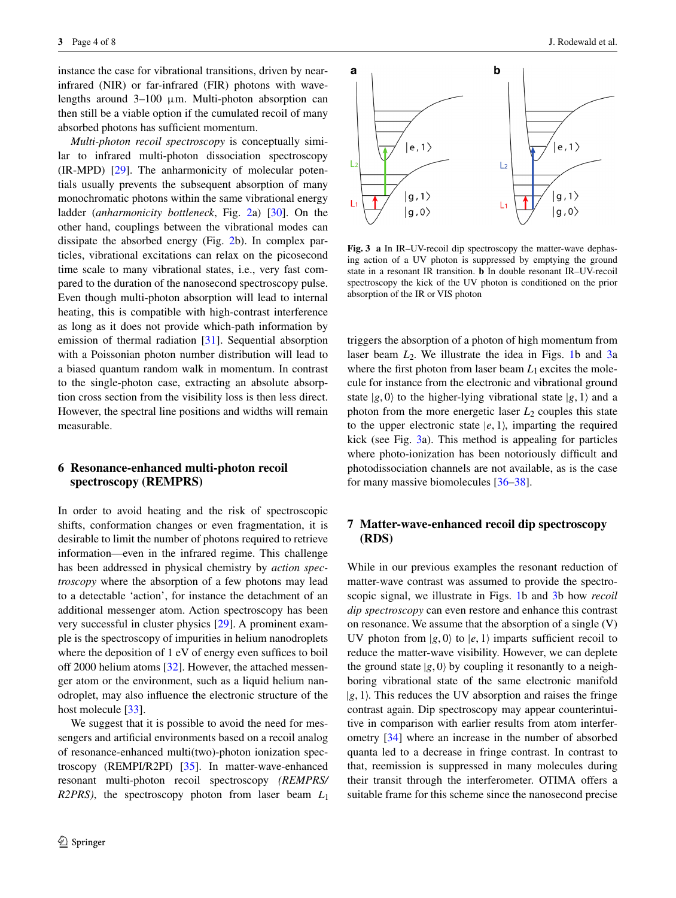instance the case for vibrational transitions, driven by near-infrared (NIR) or far-infrared (FIR) photons with wavelengths around 3–100 μm. Multi-photon absorption can then still be a viable option if the cumulated recoil of many absorbed photons has sufficient momentum.

*Multi-photon recoil spectroscopy* is conceptually similar to infrared multi-photon dissociation spectroscopy (IR-MPD) [29]. The anharmonicity of molecular potentials usually prevents the subsequent absorption of many monochromatic photons within the same vibrational energy ladder (*anharmonicity bottleneck*, Fig. 2a) [30]. On the other hand, couplings between the vibrational modes can dissipate the absorbed energy (Fig. 2b). In complex particles, vibrational excitations can relax on the picosecond time scale to many vibrational states, i.e., very fast compared to the duration of the nanosecond spectroscopy pulse. Even though multi-photon absorption will lead to internal heating, this is compatible with high-contrast interference as long as it does not provide which-path information by emission of thermal radiation [31]. Sequential absorption with a Poissonian photon number distribution will lead to a biased quantum random walk in momentum. In contrast to the single-photon case, extracting an absolute absorption cross section from the visibility loss is then less direct. However, the spectral line positions and widths will remain measurable.

## 6 Resonance-enhanced multi-photon recoil spectroscopy (REMPRS)

In order to avoid heating and the risk of spectroscopic shifts, conformation changes or even fragmentation, it is desirable to limit the number of photons required to retrieve information—even in the infrared regime. This challenge has been addressed in physical chemistry by *action spectroscopy* where the absorption of a few photons may lead to a detectable 'action', for instance the detachment of an additional messenger atom. Action spectroscopy has been very successful in cluster physics [29]. A prominent example is the spectroscopy of impurities in helium nanodroplets where the deposition of 1 eV of energy even suffices to boil off 2000 helium atoms [32]. However, the attached messenger atom or the environment, such as a liquid helium nanodroplet, may also influence the electronic structure of the host molecule [33].

We suggest that it is possible to avoid the need for messengers and artificial environments based on a recoil analog of resonance-enhanced multi(two)-photon ionization spectroscopy (REMPI/R2PI) [35]. In matter-wave-enhanced resonant multi-photon recoil spectroscopy *(REMPRS/R2PRS)*, the spectroscopy photon from laser beam $L_1$ triggers the absorption of a photon of high momentum from laser beam $L_2$. We illustrate the idea in Figs. 1b and 3a where the first photon from laser beam $L_1$ excites the molecule for instance from the electronic and vibrational ground state $|g, 0\rangle$ to the higher-lying vibrational state $|g, 1\rangle$ and a photon from the more energetic laser $L_2$ couples this state to the upper electronic state $|e, 1\rangle$, imparting the required kick (see Fig. 3a). This method is appealing for particles where photo-ionization has been notoriously difficult and photodissociation channels are not available, as is the case for many massive biomolecules [36–38].

**Fig. 3** **a** In IR–UV-recoil dip spectroscopy the matter-wave dephasing action of a UV photon is suppressed by emptying the ground state in a resonant IR transition. **b** In double resonant IR–UV-recoil spectroscopy the kick of the UV photon is conditioned on the prior absorption of the IR or VIS photon

## 7 Matter-wave-enhanced recoil dip spectroscopy (RDS)

While in our previous examples the resonant reduction of matter-wave contrast was assumed to provide the spectroscopic signal, we illustrate in Figs. 1b and 3b how *recoil dip spectroscopy* can even restore and enhance this contrast on resonance. We assume that the absorption of a single (V) UV photon from $|g, 0\rangle$ to $|e, 1\rangle$ imparts sufficient recoil to reduce the matter-wave visibility. However, we can deplete the ground state $|g, 0\rangle$ by coupling it resonantly to a neighboring vibrational state of the same electronic manifold $|g, 1\rangle$. This reduces the UV absorption and raises the fringe contrast again. Dip spectroscopy may appear counterintuitive in comparison with earlier results from atom interferometry [34] where an increase in the number of absorbed quanta led to a decrease in fringe contrast. In contrast to that, reemission is suppressed in many molecules during their transit through the interferometer. OTIMA offers a suitable frame for this scheme since the nanosecond precise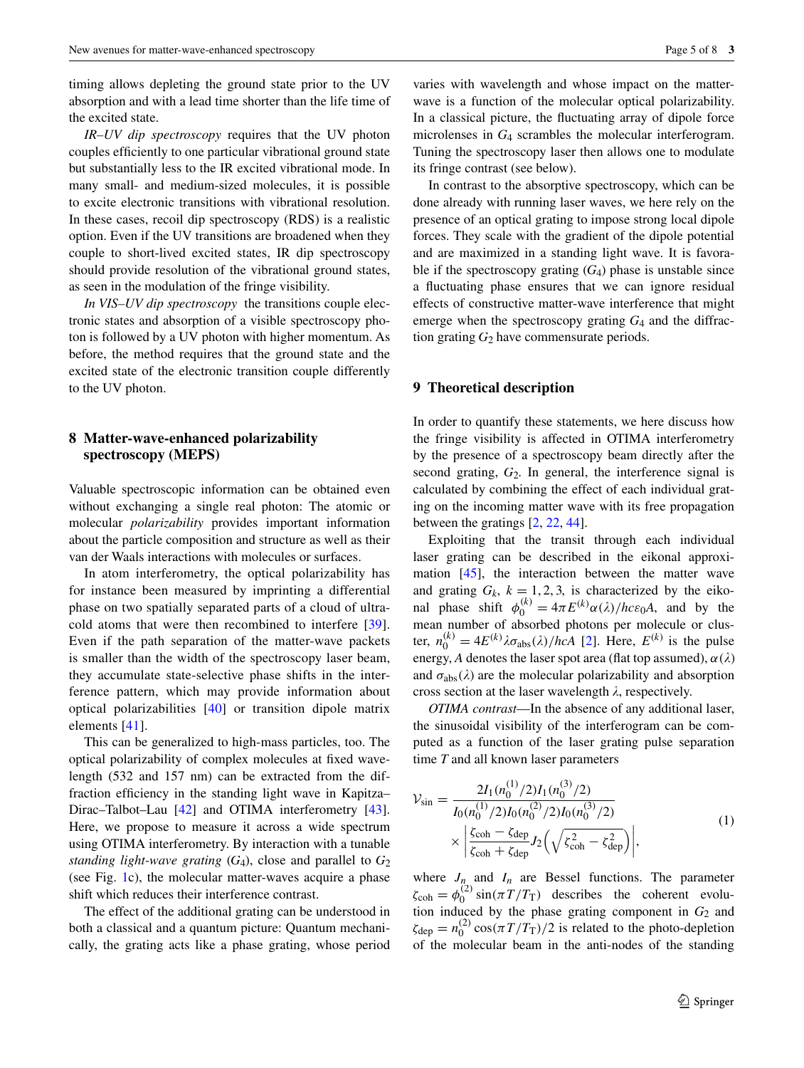timing allows depleting the ground state prior to the UV absorption and with a lead time shorter than the life time of the excited state.

*IR–UV dip spectroscopy* requires that the UV photon couples efficiently to one particular vibrational ground state but substantially less to the IR excited vibrational mode. In many small- and medium-sized molecules, it is possible to excite electronic transitions with vibrational resolution. In these cases, recoil dip spectroscopy (RDS) is a realistic option. Even if the UV transitions are broadened when they couple to short-lived excited states, IR dip spectroscopy should provide resolution of the vibrational ground states, as seen in the modulation of the fringe visibility.

*In VIS–UV dip spectroscopy* the transitions couple electronic states and absorption of a visible spectroscopy photon is followed by a UV photon with higher momentum. As before, the method requires that the ground state and the excited state of the electronic transition couple differently to the UV photon.

## 8 Matter-wave-enhanced polarizability spectroscopy (MEPS)

Valuable spectroscopic information can be obtained even without exchanging a single real photon: The atomic or molecular *polarizability* provides important information about the particle composition and structure as well as their van der Waals interactions with molecules or surfaces.

In atom interferometry, the optical polarizability has for instance been measured by imprinting a differential phase on two spatially separated parts of a cloud of ultracold atoms that were then recombined to interfere [39]. Even if the path separation of the matter-wave packets is smaller than the width of the spectroscopy laser beam, they accumulate state-selective phase shifts in the interference pattern, which may provide information about optical polarizabilities [40] or transition dipole matrix elements [41].

This can be generalized to high-mass particles, too. The optical polarizability of complex molecules at fixed wavelength (532 and 157 nm) can be extracted from the diffraction efficiency in the standing light wave in Kapitza–Dirac–Talbot–Lau [42] and OTIMA interferometry [43]. Here, we propose to measure it across a wide spectrum using OTIMA interferometry. By interaction with a tunable *standing light-wave grating* ($G_4$), close and parallel to $G_2$ (see Fig. 1c), the molecular matter-waves acquire a phase shift which reduces their interference contrast.

The effect of the additional grating can be understood in both a classical and a quantum picture: Quantum mechanically, the grating acts like a phase grating, whose period varies with wavelength and whose impact on the matter-wave is a function of the molecular optical polarizability. In a classical picture, the fluctuating array of dipole force microlenses in $G_4$ scrambles the molecular interferogram. Tuning the spectroscopy laser then allows one to modulate its fringe contrast (see below).

In contrast to the absorptive spectroscopy, which can be done already with running laser waves, we here rely on the presence of an optical grating to impose strong local dipole forces. They scale with the gradient of the dipole potential and are maximized in a standing light wave. It is favorable if the spectroscopy grating ($G_4$) phase is unstable since a fluctuating phase ensures that we can ignore residual effects of constructive matter-wave interference that might emerge when the spectroscopy grating $G_4$ and the diffraction grating $G_2$ have commensurate periods.

## 9 Theoretical description

In order to quantify these statements, we here discuss how the fringe visibility is affected in OTIMA interferometry by the presence of a spectroscopy beam directly after the second grating, $G_2$. In general, the interference signal is calculated by combining the effect of each individual grating on the incoming matter wave with its free propagation between the gratings [2, 22, 44].

Exploiting that the transit through each individual laser grating can be described in the eikonal approximation [45], the interaction between the matter wave and grating $G_k$, $k = 1, 2, 3$, is characterized by the eikonal phase shift $\phi_0^{(k)} = 4\pi E^{(k)}\alpha(\lambda)/hc\varepsilon_0 A$, and by the mean number of absorbed photons per molecule or cluster, $n_0^{(k)} = 4E^{(k)}\lambda\sigma_{\text{abs}}(\lambda)/hcA$ [2]. Here, $E^{(k)}$ is the pulse energy, $A$ denotes the laser spot area (flat top assumed), $\alpha(\lambda)$ and $\sigma_{\text{abs}}(\lambda)$ are the molecular polarizability and absorption cross section at the laser wavelength $\lambda$, respectively.

*OTIMA contrast*—In the absence of any additional laser, the sinusoidal visibility of the interferogram can be computed as a function of the laser grating pulse separation time $T$ and all known laser parameters

$$
\mathcal{V}_{\text{sin}} = \frac{2I_1(n_0^{(1)}/2)I_1(n_0^{(3)}/2)}{I_0(n_0^{(1)}/2)I_0(n_0^{(2)}/2)I_0(n_0^{(3)}/2)} \times \left| \frac{\zeta_{\text{coh}} - \zeta_{\text{dep}}}{\zeta_{\text{coh}} + \zeta_{\text{dep}}} J_2\left(\sqrt{\zeta_{\text{coh}}^2 - \zeta_{\text{dep}}^2}\right) \right|, \tag{1}
$$

where $J_n$ and $I_n$ are Bessel functions. The parameter $\zeta_{\text{coh}} = \phi_0^{(2)} \sin(\pi T/T_{\text{T}})$ describes the coherent evolution induced by the phase grating component in $G_2$ and $\zeta_{\text{dep}} = n_0^{(2)} \cos(\pi T/T_{\text{T}})/2$ is related to the photo-depletion of the molecular beam in the anti-nodes of the standing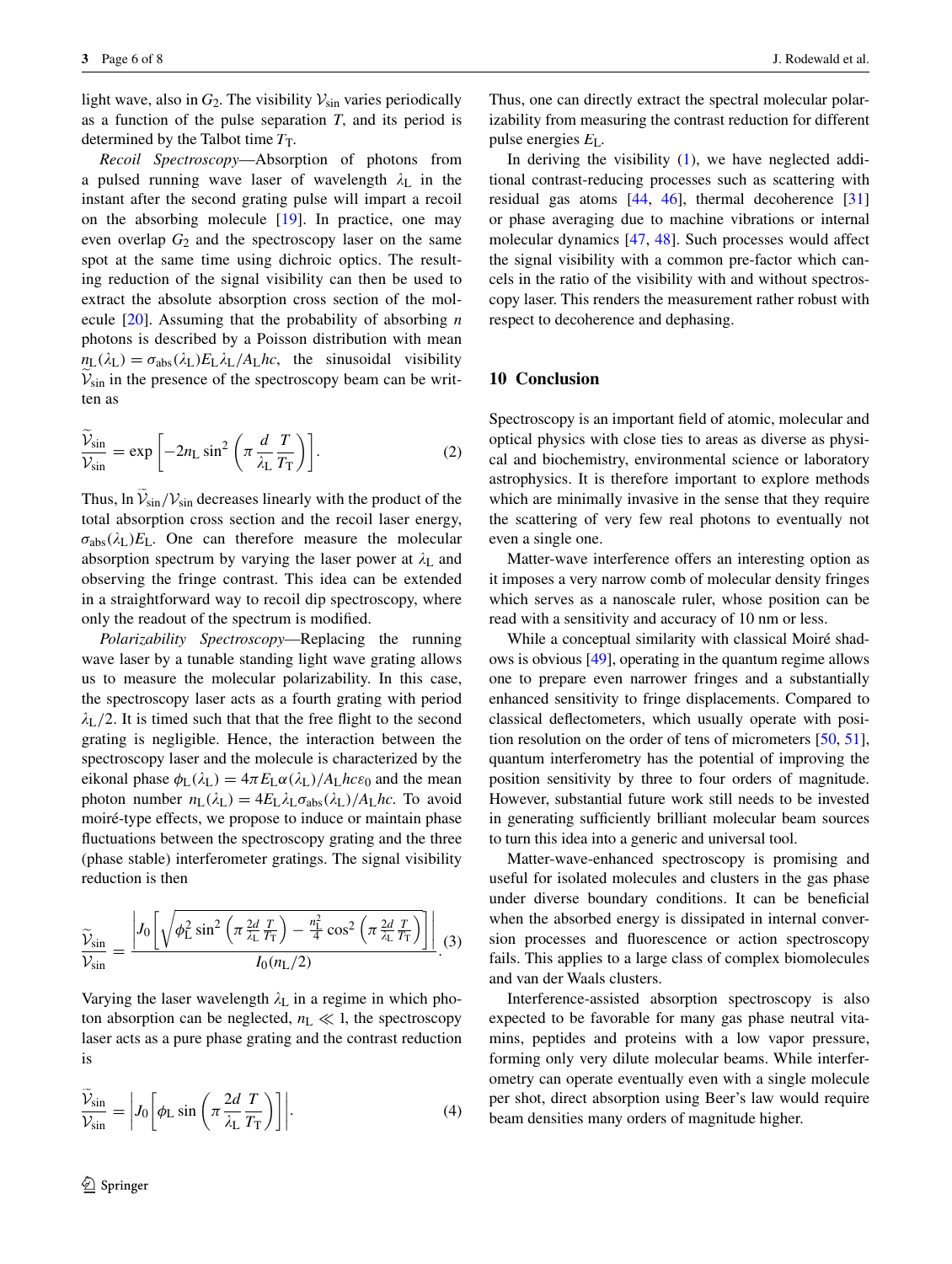light wave, also in $G_2$. The visibility $\mathcal{V}_{\sin}$ varies periodically as a function of the pulse separation $T$, and its period is determined by the Talbot time $T_T$.

*Recoil Spectroscopy*—Absorption of photons from a pulsed running wave laser of wavelength $\lambda_L$ in the instant after the second grating pulse will impart a recoil on the absorbing molecule [19]. In practice, one may even overlap $G_2$ and the spectroscopy laser on the same spot at the same time using dichroic optics. The resulting reduction of the signal visibility can then be used to extract the absolute absorption cross section of the molecule [20]. Assuming that the probability of absorbing $n$ photons is described by a Poisson distribution with mean $n_L(\lambda_L) = \sigma_{\text{abs}}(\lambda_L)E_L\lambda_L/A_L hc$, the sinusoidal visibility $\widetilde{\mathcal{V}}_{\sin}$ in the presence of the spectroscopy beam can be written as

$$\frac{\widetilde{\mathcal{V}}_{\sin}}{\mathcal{V}_{\sin}} = \exp\left[-2n_L \sin^2\left(\pi \frac{d}{\lambda_L}\frac{T}{T_T}\right)\right]. \tag{2}$$

Thus, $\ln \widetilde{\mathcal{V}}_{\sin}/\mathcal{V}_{\sin}$ decreases linearly with the product of the total absorption cross section and the recoil laser energy, $\sigma_{\text{abs}}(\lambda_L)E_L$. One can therefore measure the molecular absorption spectrum by varying the laser power at $\lambda_L$ and observing the fringe contrast. This idea can be extended in a straightforward way to recoil dip spectroscopy, where only the readout of the spectrum is modified.

*Polarizability Spectroscopy*—Replacing the running wave laser by a tunable standing light wave grating allows us to measure the molecular polarizability. In this case, the spectroscopy laser acts as a fourth grating with period $\lambda_L/2$. It is timed such that that the free flight to the second grating is negligible. Hence, the interaction between the spectroscopy laser and the molecule is characterized by the eikonal phase $\phi_L(\lambda_L) = 4\pi E_L\alpha(\lambda_L)/A_L hc\varepsilon_0$ and the mean photon number $n_L(\lambda_L) = 4E_L\lambda_L\sigma_{\text{abs}}(\lambda_L)/A_L hc$. To avoid moiré-type effects, we propose to induce or maintain phase fluctuations between the spectroscopy grating and the three (phase stable) interferometer gratings. The signal visibility reduction is then

$$\frac{\widetilde{\mathcal{V}}_{\sin}}{\mathcal{V}_{\sin}} = \frac{\left|J_0\left[\sqrt{\phi_L^2 \sin^2\left(\pi \frac{2d}{\lambda_L}\frac{T}{T_T}\right) - \frac{n_L^2}{4}\cos^2\left(\pi \frac{2d}{\lambda_L}\frac{T}{T_T}\right)}\right]\right|}{I_0(n_L/2)}. \tag{3}$$

Varying the laser wavelength $\lambda_L$ in a regime in which photon absorption can be neglected, $n_L \ll 1$, the spectroscopy laser acts as a pure phase grating and the contrast reduction is

$$\frac{\widetilde{\mathcal{V}}_{\sin}}{\mathcal{V}_{\sin}} = \left|J_0\left[\phi_L \sin\left(\pi \frac{2d}{\lambda_L}\frac{T}{T_T}\right)\right]\right|. \tag{4}$$

Thus, one can directly extract the spectral molecular polarizability from measuring the contrast reduction for different pulse energies $E_L$.

In deriving the visibility (1), we have neglected additional contrast-reducing processes such as scattering with residual gas atoms [44, 46], thermal decoherence [31] or phase averaging due to machine vibrations or internal molecular dynamics [47, 48]. Such processes would affect the signal visibility with a common pre-factor which cancels in the ratio of the visibility with and without spectroscopy laser. This renders the measurement rather robust with respect to decoherence and dephasing.

## 10 Conclusion

Spectroscopy is an important field of atomic, molecular and optical physics with close ties to areas as diverse as physical and biochemistry, environmental science or laboratory astrophysics. It is therefore important to explore methods which are minimally invasive in the sense that they require the scattering of very few real photons to eventually not even a single one.

Matter-wave interference offers an interesting option as it imposes a very narrow comb of molecular density fringes which serves as a nanoscale ruler, whose position can be read with a sensitivity and accuracy of 10 nm or less.

While a conceptual similarity with classical Moiré shadows is obvious [49], operating in the quantum regime allows one to prepare even narrower fringes and a substantially enhanced sensitivity to fringe displacements. Compared to classical deflectometers, which usually operate with position resolution on the order of tens of micrometers [50, 51], quantum interferometry has the potential of improving the position sensitivity by three to four orders of magnitude. However, substantial future work still needs to be invested in generating sufficiently brilliant molecular beam sources to turn this idea into a generic and universal tool.

Matter-wave-enhanced spectroscopy is promising and useful for isolated molecules and clusters in the gas phase under diverse boundary conditions. It can be beneficial when the absorbed energy is dissipated in internal conversion processes and fluorescence or action spectroscopy fails. This applies to a large class of complex biomolecules and van der Waals clusters.

Interference-assisted absorption spectroscopy is also expected to be favorable for many gas phase neutral vitamins, peptides and proteins with a low vapor pressure, forming only very dilute molecular beams. While interferometry can operate eventually even with a single molecule per shot, direct absorption using Beer's law would require beam densities many orders of magnitude higher.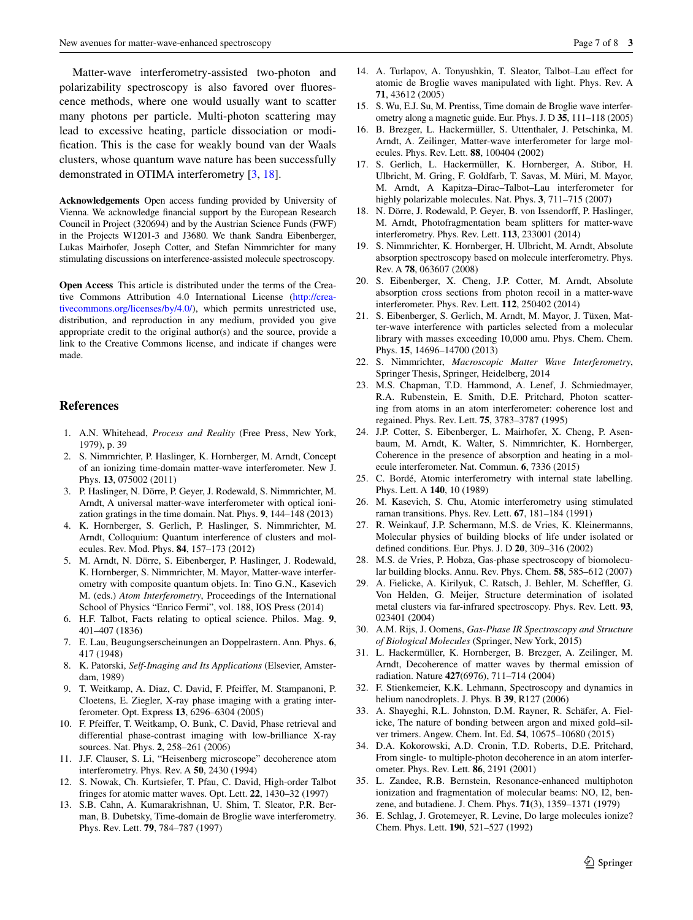Matter-wave interferometry-assisted two-photon and polarizability spectroscopy is also favored over fluorescence methods, where one would usually want to scatter many photons per particle. Multi-photon scattering may lead to excessive heating, particle dissociation or modification. This is the case for weakly bound van der Waals clusters, whose quantum wave nature has been successfully demonstrated in OTIMA interferometry [3, 18].

**Acknowledgements** Open access funding provided by University of Vienna. We acknowledge financial support by the European Research Council in Project (320694) and by the Austrian Science Funds (FWF) in the Projects W1201-3 and J3680. We thank Sandra Eibenberger, Lukas Mairhofer, Joseph Cotter, and Stefan Nimmrichter for many stimulating discussions on interference-assisted molecule spectroscopy.

**Open Access** This article is distributed under the terms of the Creative Commons Attribution 4.0 International License (http://creativecommons.org/licenses/by/4.0/), which permits unrestricted use, distribution, and reproduction in any medium, provided you give appropriate credit to the original author(s) and the source, provide a link to the Creative Commons license, and indicate if changes were made.

## References

1. A.N. Whitehead, *Process and Reality* (Free Press, New York, 1979), p. 39
2. S. Nimmrichter, P. Haslinger, K. Hornberger, M. Arndt, Concept of an ionizing time-domain matter-wave interferometer. New J. Phys. **13**, 075002 (2011)
3. P. Haslinger, N. Dörre, P. Geyer, J. Rodewald, S. Nimmrichter, M. Arndt, A universal matter-wave interferometer with optical ionization gratings in the time domain. Nat. Phys. **9**, 144–148 (2013)
4. K. Hornberger, S. Gerlich, P. Haslinger, S. Nimmrichter, M. Arndt, Colloquium: Quantum interference of clusters and molecules. Rev. Mod. Phys. **84**, 157–173 (2012)
5. M. Arndt, N. Dörre, S. Eibenberger, P. Haslinger, J. Rodewald, K. Hornberger, S. Nimmrichter, M. Mayor, Matter-wave interferometry with composite quantum objets. In: Tino G.N., Kasevich M. (eds.) *Atom Interferometry*, Proceedings of the International School of Physics "Enrico Fermi", vol. 188, IOS Press (2014)
6. H.F. Talbot, Facts relating to optical science. Philos. Mag. **9**, 401–407 (1836)
7. E. Lau, Beugungserscheinungen an Doppelrastern. Ann. Phys. **6**, 417 (1948)
8. K. Patorski, *Self-Imaging and Its Applications* (Elsevier, Amsterdam, 1989)
9. T. Weitkamp, A. Diaz, C. David, F. Pfeiffer, M. Stampanoni, P. Cloetens, E. Ziegler, X-ray phase imaging with a grating interferometer. Opt. Express **13**, 6296–6304 (2005)
10. F. Pfeiffer, T. Weitkamp, O. Bunk, C. David, Phase retrieval and differential phase-contrast imaging with low-brilliance X-ray sources. Nat. Phys. **2**, 258–261 (2006)
11. J.F. Clauser, S. Li, "Heisenberg microscope" decoherence atom interferometry. Phys. Rev. A **50**, 2430 (1994)
12. S. Nowak, Ch. Kurtsiefer, T. Pfau, C. David, High-order Talbot fringes for atomic matter waves. Opt. Lett. **22**, 1430–32 (1997)
13. S.B. Cahn, A. Kumarakrishnan, U. Shim, T. Sleator, P.R. Berman, B. Dubetsky, Time-domain de Broglie wave interferometry. Phys. Rev. Lett. **79**, 784–787 (1997)
14. A. Turlapov, A. Tonyushkin, T. Sleator, Talbot–Lau effect for atomic de Broglie waves manipulated with light. Phys. Rev. A **71**, 43612 (2005)
15. S. Wu, E.J. Su, M. Prentiss, Time domain de Broglie wave interferometry along a magnetic guide. Eur. Phys. J. D **35**, 111–118 (2005)
16. B. Brezger, L. Hackermüller, S. Uttenthaler, J. Petschinka, M. Arndt, A. Zeilinger, Matter-wave interferometer for large molecules. Phys. Rev. Lett. **88**, 100404 (2002)
17. S. Gerlich, L. Hackermüller, K. Hornberger, A. Stibor, H. Ulbricht, M. Gring, F. Goldfarb, T. Savas, M. Müri, M. Mayor, M. Arndt, A Kapitza–Dirac–Talbot–Lau interferometer for highly polarizable molecules. Nat. Phys. **3**, 711–715 (2007)
18. N. Dörre, J. Rodewald, P. Geyer, B. von Issendorff, P. Haslinger, M. Arndt, Photofragmentation beam splitters for matter-wave interferometry. Phys. Rev. Lett. **113**, 233001 (2014)
19. S. Nimmrichter, K. Hornberger, H. Ulbricht, M. Arndt, Absolute absorption spectroscopy based on molecule interferometry. Phys. Rev. A **78**, 063607 (2008)
20. S. Eibenberger, X. Cheng, J.P. Cotter, M. Arndt, Absolute absorption cross sections from photon recoil in a matter-wave interferometer. Phys. Rev. Lett. **112**, 250402 (2014)
21. S. Eibenberger, S. Gerlich, M. Arndt, M. Mayor, J. Tüxen, Matter-wave interference with particles selected from a molecular library with masses exceeding 10,000 amu. Phys. Chem. Chem. Phys. **15**, 14696–14700 (2013)
22. S. Nimmrichter, *Macroscopic Matter Wave Interferometry*, Springer Thesis, Springer, Heidelberg, 2014
23. M.S. Chapman, T.D. Hammond, A. Lenef, J. Schmiedmayer, R.A. Rubenstein, E. Smith, D.E. Pritchard, Photon scattering from atoms in an atom interferometer: coherence lost and regained. Phys. Rev. Lett. **75**, 3783–3787 (1995)
24. J.P. Cotter, S. Eibenberger, L. Mairhofer, X. Cheng, P. Asenbaum, M. Arndt, K. Walter, S. Nimmrichter, K. Hornberger, Coherence in the presence of absorption and heating in a molecule interferometer. Nat. Commun. **6**, 7336 (2015)
25. C. Bordé, Atomic interferometry with internal state labelling. Phys. Lett. A **140**, 10 (1989)
26. M. Kasevich, S. Chu, Atomic interferometry using stimulated raman transitions. Phys. Rev. Lett. **67**, 181–184 (1991)
27. R. Weinkauf, J.P. Schermann, M.S. de Vries, K. Kleinermanns, Molecular physics of building blocks of life under isolated or defined conditions. Eur. Phys. J. D **20**, 309–316 (2002)
28. M.S. de Vries, P. Hobza, Gas-phase spectroscopy of biomolecular building blocks. Annu. Rev. Phys. Chem. **58**, 585–612 (2007)
29. A. Fielicke, A. Kirilyuk, C. Ratsch, J. Behler, M. Scheffler, G. Von Helden, G. Meijer, Structure determination of isolated metal clusters via far-infrared spectroscopy. Phys. Rev. Lett. **93**, 023401 (2004)
30. A.M. Rijs, J. Oomens, *Gas-Phase IR Spectroscopy and Structure of Biological Molecules* (Springer, New York, 2015)
31. L. Hackermüller, K. Hornberger, B. Brezger, A. Zeilinger, M. Arndt, Decoherence of matter waves by thermal emission of radiation. Nature **427**(6976), 711–714 (2004)
32. F. Stienkemeier, K.K. Lehmann, Spectroscopy and dynamics in helium nanodroplets. J. Phys. B **39**, R127 (2006)
33. A. Shayeghi, R.L. Johnston, D.M. Rayner, R. Schäfer, A. Fielicke, The nature of bonding between argon and mixed gold–silver trimers. Angew. Chem. Int. Ed. **54**, 10675–10680 (2015)
34. D.A. Kokorowski, A.D. Cronin, T.D. Roberts, D.E. Pritchard, From single- to multiple-photon decoherence in an atom interferometer. Phys. Rev. Lett. **86**, 2191 (2001)
35. L. Zandee, R.B. Bernstein, Resonance-enhanced multiphoton ionization and fragmentation of molecular beams: NO, I2, benzene, and butadiene. J. Chem. Phys. **71**(3), 1359–1371 (1979)
36. E. Schlag, J. Grotemeyer, R. Levine, Do large molecules ionize? Chem. Phys. Lett. **190**, 521–527 (1992)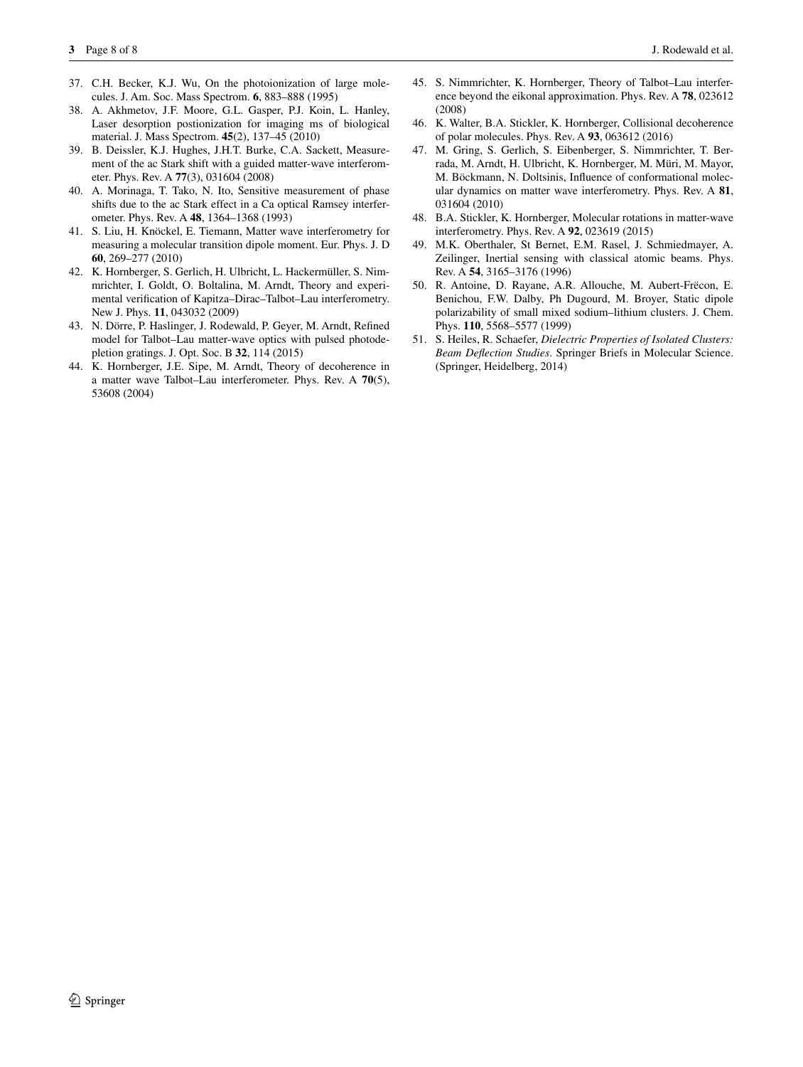37. C.H. Becker, K.J. Wu, On the photoionization of large molecules. J. Am. Soc. Mass Spectrom. **6**, 883–888 (1995)
38. A. Akhmetov, J.F. Moore, G.L. Gasper, P.J. Koin, L. Hanley, Laser desorption postionization for imaging ms of biological material. J. Mass Spectrom. **45**(2), 137–45 (2010)
39. B. Deissler, K.J. Hughes, J.H.T. Burke, C.A. Sackett, Measurement of the ac Stark shift with a guided matter-wave interferometer. Phys. Rev. A **77**(3), 031604 (2008)
40. A. Morinaga, T. Tako, N. Ito, Sensitive measurement of phase shifts due to the ac Stark effect in a Ca optical Ramsey interferometer. Phys. Rev. A **48**, 1364–1368 (1993)
41. S. Liu, H. Knöckel, E. Tiemann, Matter wave interferometry for measuring a molecular transition dipole moment. Eur. Phys. J. D **60**, 269–277 (2010)
42. K. Hornberger, S. Gerlich, H. Ulbricht, L. Hackermüller, S. Nimmrichter, I. Goldt, O. Boltalina, M. Arndt, Theory and experimental verification of Kapitza–Dirac–Talbot–Lau interferometry. New J. Phys. **11**, 043032 (2009)
43. N. Dörre, P. Haslinger, J. Rodewald, P. Geyer, M. Arndt, Refined model for Talbot–Lau matter-wave optics with pulsed photodepletion gratings. J. Opt. Soc. B **32**, 114 (2015)
44. K. Hornberger, J.E. Sipe, M. Arndt, Theory of decoherence in a matter wave Talbot–Lau interferometer. Phys. Rev. A **70**(5), 53608 (2004)
45. S. Nimmrichter, K. Hornberger, Theory of Talbot–Lau interference beyond the eikonal approximation. Phys. Rev. A **78**, 023612 (2008)
46. K. Walter, B.A. Stickler, K. Hornberger, Collisional decoherence of polar molecules. Phys. Rev. A **93**, 063612 (2016)
47. M. Gring, S. Gerlich, S. Eibenberger, S. Nimmrichter, T. Berrada, M. Arndt, H. Ulbricht, K. Hornberger, M. Müri, M. Mayor, M. Böckmann, N. Doltsinis, Influence of conformational molecular dynamics on matter wave interferometry. Phys. Rev. A **81**, 031604 (2010)
48. B.A. Stickler, K. Hornberger, Molecular rotations in matter-wave interferometry. Phys. Rev. A **92**, 023619 (2015)
49. M.K. Oberthaler, St Bernet, E.M. Rasel, J. Schmiedmayer, A. Zeilinger, Inertial sensing with classical atomic beams. Phys. Rev. A **54**, 3165–3176 (1996)
50. R. Antoine, D. Rayane, A.R. Allouche, M. Aubert-Frĕcon, E. Benichou, F.W. Dalby, Ph Dugourd, M. Broyer, Static dipole polarizability of small mixed sodium–lithium clusters. J. Chem. Phys. **110**, 5568–5577 (1999)
51. S. Heiles, R. Schaefer, *Dielectric Properties of Isolated Clusters: Beam Deflection Studies*. Springer Briefs in Molecular Science. (Springer, Heidelberg, 2014)